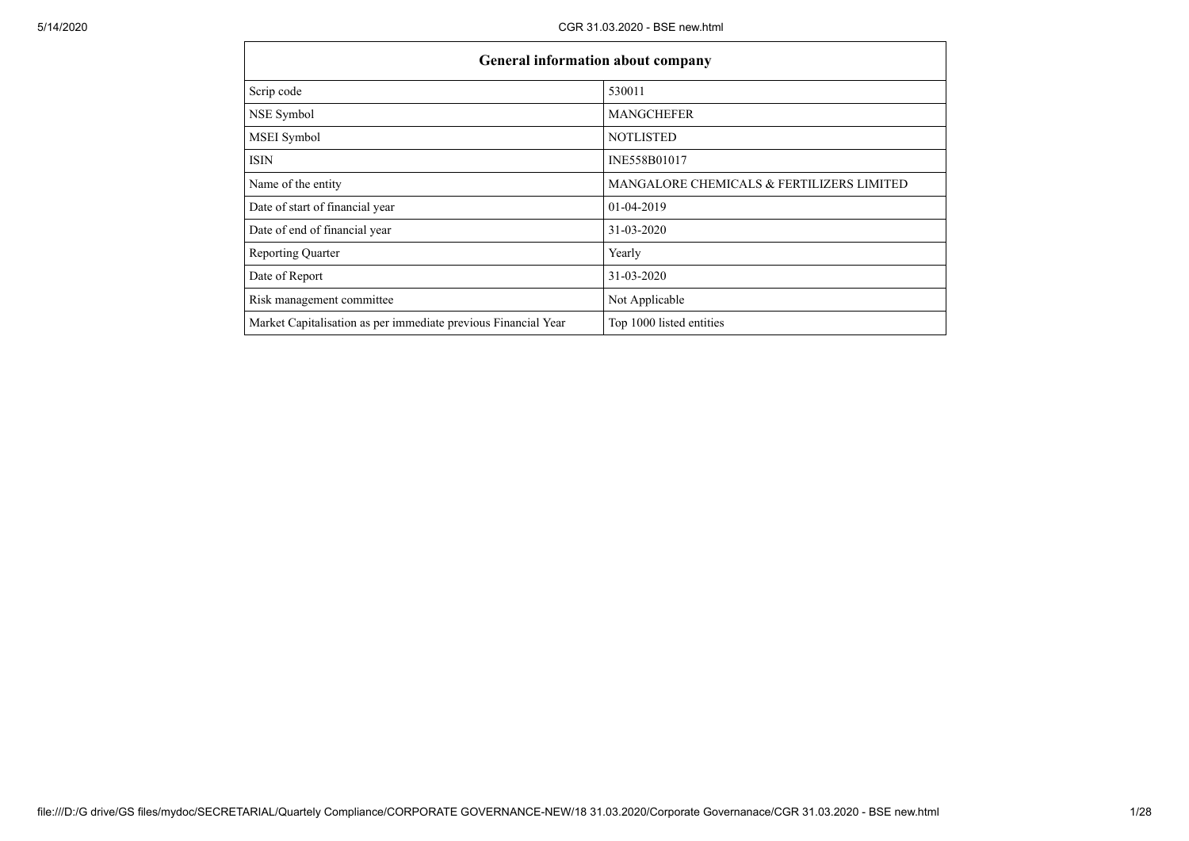| General information about company | |
|---|---|
| Scrip code | 530011 |
| NSE Symbol | MANGCHEFER |
| MSEI Symbol | NOTLISTED |
| ISIN | INE558B01017 |
| Name of the entity | MANGALORE CHEMICALS & FERTILIZERS LIMITED |
| Date of start of financial year | 01-04-2019 |
| Date of end of financial year | 31-03-2020 |
| Reporting Quarter | Yearly |
| Date of Report | 31-03-2020 |
| Risk management committee | Not Applicable |
| Market Capitalisation as per immediate previous Financial Year | Top 1000 listed entities |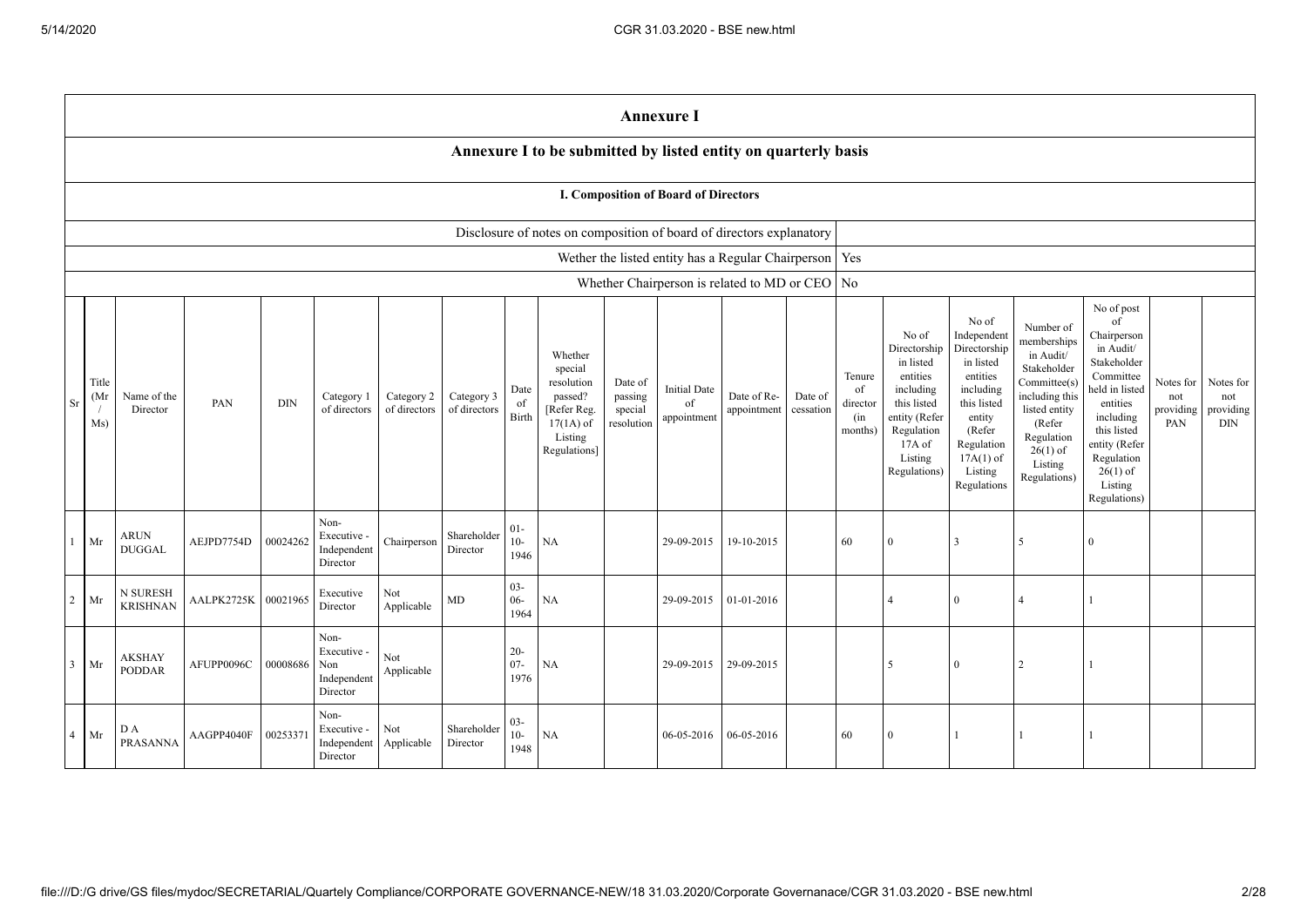# Annexure I

## Annexure I to be submitted by listed entity on quarterly basis

### I. Composition of Board of Directors

| Disclosure of notes on composition of board of directors explanatory | |
|---|---|
| Wether the listed entity has a Regular Chairperson | Yes |
| Whether Chairperson is related to MD or CEO | No |

| Sr | Title (Mr / Ms) | Name of the Director | PAN | DIN | Category 1 of directors | Category 2 of directors | Category 3 of directors | Date of Birth | Whether special resolution passed? [Refer Reg. 17(1A) of Listing Regulations] | Date of passing special resolution | Initial Date of appointment | Date of Re-appointment | Date of cessation | Tenure of director (in months) | No of Directorship in listed entities including this listed entity (Refer Regulation 17A of Listing Regulations) | No of Independent Directorship in listed entities including this listed entity (Refer Regulation 17A(1) of Listing Regulations | Number of memberships in Audit/ Stakeholder Committee(s) including this listed entity (Refer Regulation 26(1) of Listing Regulations) | No of post of Chairperson in Audit/ Stakeholder Committee held in listed entities including this listed entity (Refer Regulation 26(1) of Listing Regulations) | Notes for not providing PAN | Notes for not providing DIN |
|---|---|---|---|---|---|---|---|---|---|---|---|---|---|---|---|---|---|---|---|---|
| 1 | Mr | ARUN DUGGAL | AEJPD7754D | 00024262 | Non-Executive - Independent Director | Chairperson | Shareholder Director | 01-10-1946 | NA | | 29-09-2015 | 19-10-2015 | | 60 | 0 | 3 | 5 | 0 | | |
| 2 | Mr | N SURESH KRISHNAN | AALPK2725K | 00021965 | Executive Director | Not Applicable | MD | 03-06-1964 | NA | | 29-09-2015 | 01-01-2016 | | | 4 | 0 | 4 | 1 | | |
| 3 | Mr | AKSHAY PODDAR | AFUPP0096C | 00008686 | Non-Executive - Non Independent Director | Not Applicable | | 20-07-1976 | NA | | 29-09-2015 | 29-09-2015 | | | 5 | 0 | 2 | 1 | | |
| 4 | Mr | D A PRASANNA | AAGPP4040F | 00253371 | Non-Executive - Independent Director | Not Applicable | Shareholder Director | 03-10-1948 | NA | | 06-05-2016 | 06-05-2016 | | 60 | 0 | 1 | 1 | 1 | | |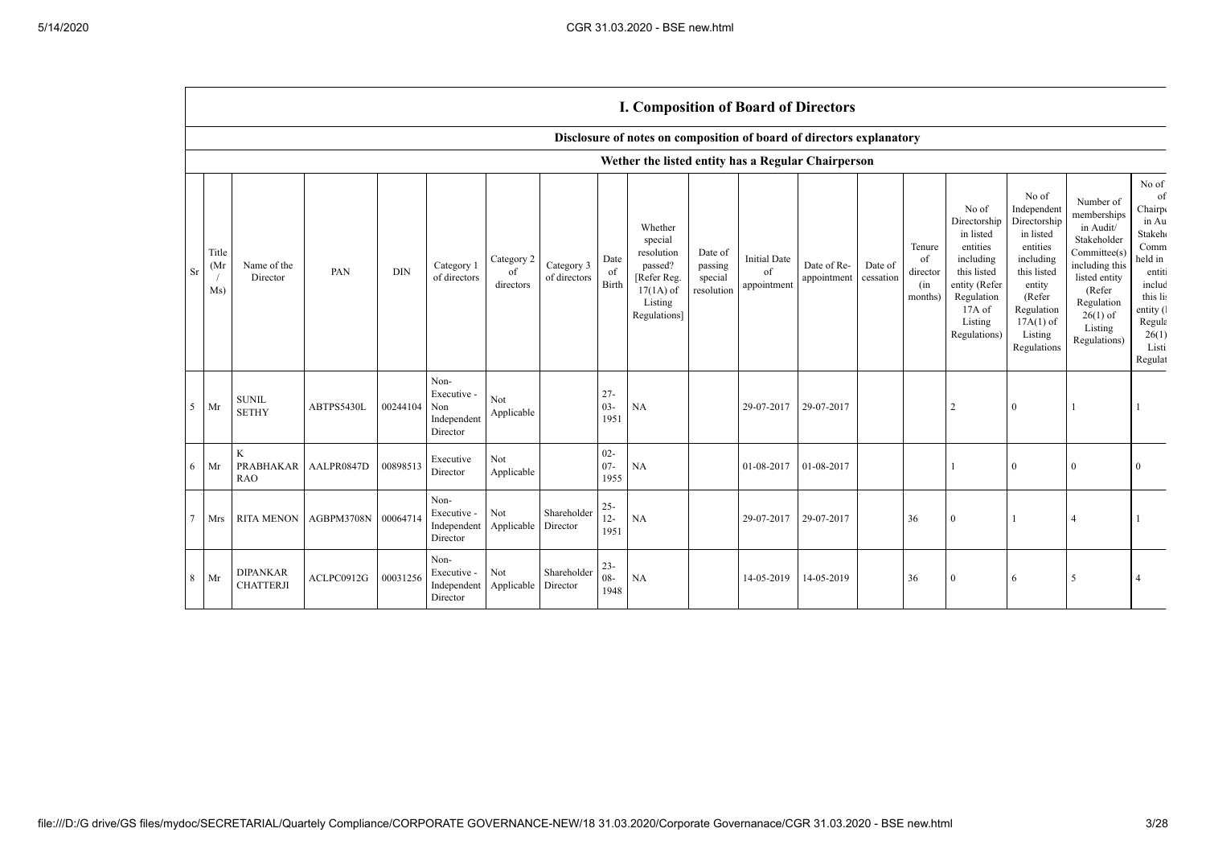## I. Composition of Board of Directors

### Disclosure of notes on composition of board of directors explanatory

### Wether the listed entity has a Regular Chairperson

| Sr | Title (Mr / Ms) | Name of the Director | PAN | DIN | Category 1 of directors | Category 2 of directors | Category 3 of directors | Date of Birth | Whether special resolution passed? [Refer Reg. 17(1A) of Listing Regulations] | Date of passing special resolution | Initial Date of appointment | Date of Re-appointment | Date of cessation | Tenure of director (in months) | No of Directorship in listed entities including this listed entity (Refer Regulation 17A of Listing Regulations) | No of Independent Directorship in listed entities including this listed entity (Refer Regulation 17A(1) of Listing Regulations | Number of memberships in Audit/ Stakeholder Committee(s) including this listed entity (Refer Regulation 26(1) of Listing Regulations) | No of posts of Chairperson in Audit/ Stakeholder Committee held in listed entities including this listed entity (Refer Regulation 26(1) of Listing Regulations) |
|---|---|---|---|---|---|---|---|---|---|---|---|---|---|---|---|---|---|---|
| 5 | Mr | SUNIL SETHY | ABTPS5430L | 00244104 | Non-Executive - Non Independent Director | Not Applicable | | 27-03-1951 | NA | | 29-07-2017 | 29-07-2017 | | | 2 | 0 | 1 | 1 |
| 6 | Mr | K PRABHAKAR RAO | AALPR0847D | 00898513 | Executive Director | Not Applicable | | 02-07-1955 | NA | | 01-08-2017 | 01-08-2017 | | | 1 | 0 | 0 | 0 |
| 7 | Mrs | RITA MENON | AGBPM3708N | 00064714 | Non-Executive - Independent Director | Not Applicable | Shareholder Director | 25-12-1951 | NA | | 29-07-2017 | 29-07-2017 | | 36 | 0 | 1 | 4 | 1 |
| 8 | Mr | DIPANKAR CHATTERJI | ACLPC0912G | 00031256 | Non-Executive - Independent Director | Not Applicable | Shareholder Director | 23-08-1948 | NA | | 14-05-2019 | 14-05-2019 | | 36 | 0 | 6 | 5 | 4 |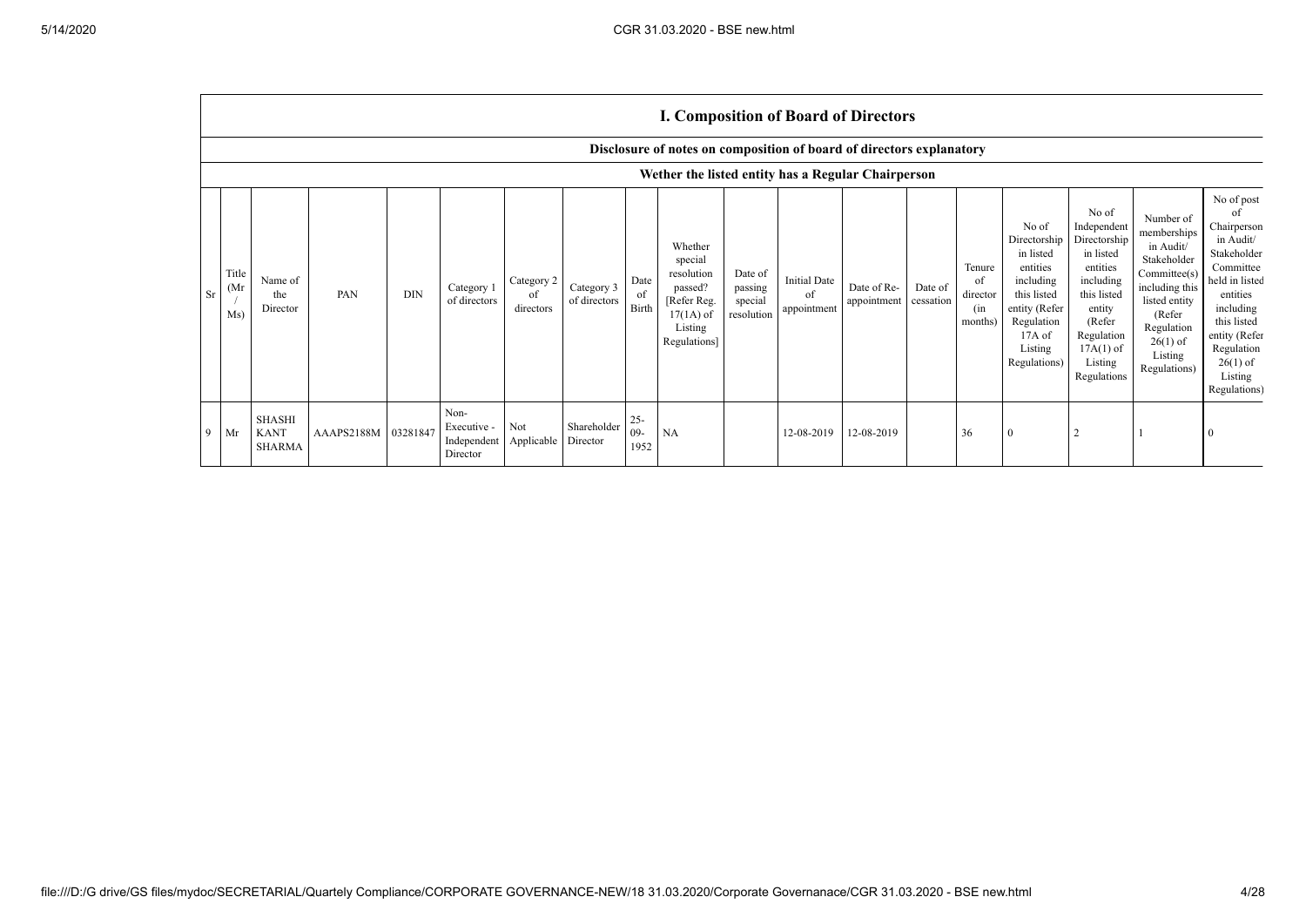## I. Composition of Board of Directors

**Disclosure of notes on composition of board of directors explanatory**

**Wether the listed entity has a Regular Chairperson**

| Sr | Title (Mr / Ms) | Name of the Director | PAN | DIN | Category 1 of directors | Category 2 of directors | Category 3 of directors | Date of Birth | Whether special resolution passed? [Refer Reg. 17(1A) of Listing Regulations] | Date of passing special resolution | Initial Date of appointment | Date of Re-appointment | Date of cessation | Tenure of director (in months) | No of Directorship in listed entities including this listed entity (Refer Regulation 17A of Listing Regulations) | No of Independent Directorship in listed entities including this listed entity (Refer Regulation 17A(1) of Listing Regulations | Number of memberships in Audit/ Stakeholder Committee(s) including this listed entity (Refer Regulation 26(1) of Listing Regulations) | No of post of Chairperson in Audit/ Stakeholder Committee held in listed entities including this listed entity (Refer Regulation 26(1) of Listing Regulations) |
|---|---|---|---|---|---|---|---|---|---|---|---|---|---|---|---|---|---|---|
| 9 | Mr | SHASHI KANT SHARMA | AAAPS2188M | 03281847 | Non-Executive - Independent Director | Not Applicable | Shareholder Director | 25-09-1952 | NA | | 12-08-2019 | 12-08-2019 | | 36 | 0 | 2 | 1 | 0 |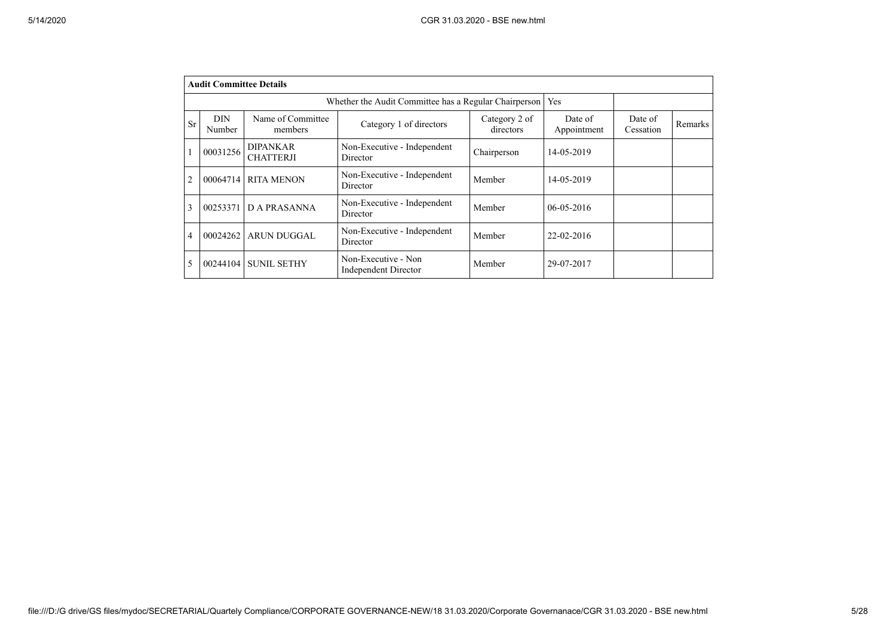| Audit Committee Details | | | | | | | |
|---|---|---|---|---|---|---|---|
| Whether the Audit Committee has a Regular Chairperson | | | | | Yes | | |
| Sr | DIN Number | Name of Committee members | Category 1 of directors | Category 2 of directors | Date of Appointment | Date of Cessation | Remarks |
| 1 | 00031256 | DIPANKAR CHATTERJI | Non-Executive - Independent Director | Chairperson | 14-05-2019 | | |
| 2 | 00064714 | RITA MENON | Non-Executive - Independent Director | Member | 14-05-2019 | | |
| 3 | 00253371 | D A PRASANNA | Non-Executive - Independent Director | Member | 06-05-2016 | | |
| 4 | 00024262 | ARUN DUGGAL | Non-Executive - Independent Director | Member | 22-02-2016 | | |
| 5 | 00244104 | SUNIL SETHY | Non-Executive - Non Independent Director | Member | 29-07-2017 | | |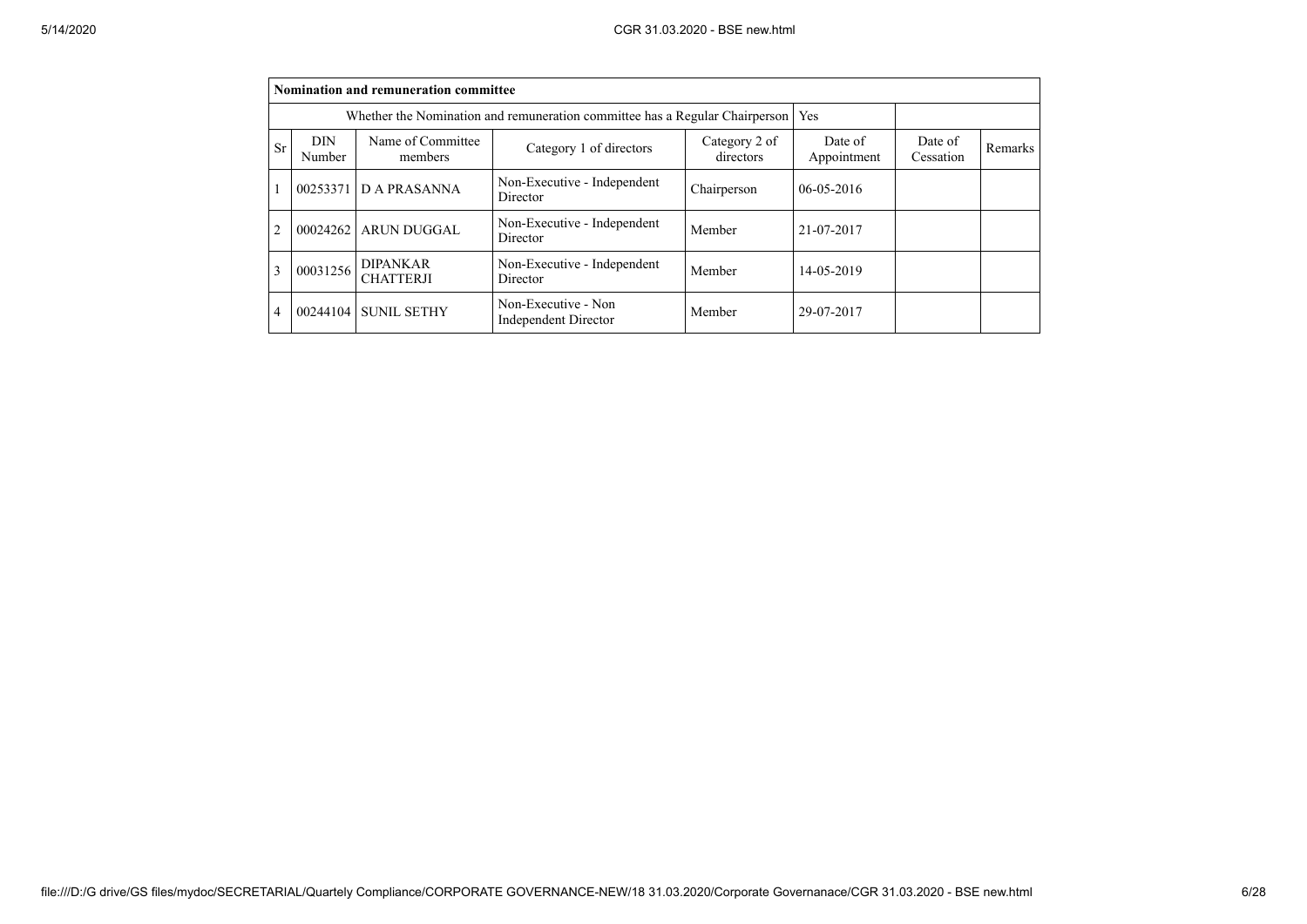| Nomination and remuneration committee | | | | | | | |
|---|---|---|---|---|---|---|---|
| Whether the Nomination and remuneration committee has a Regular Chairperson | | | | | Yes | | |
| Sr | DIN Number | Name of Committee members | Category 1 of directors | Category 2 of directors | Date of Appointment | Date of Cessation | Remarks |
| 1 | 00253371 | D A PRASANNA | Non-Executive - Independent Director | Chairperson | 06-05-2016 | | |
| 2 | 00024262 | ARUN DUGGAL | Non-Executive - Independent Director | Member | 21-07-2017 | | |
| 3 | 00031256 | DIPANKAR CHATTERJI | Non-Executive - Independent Director | Member | 14-05-2019 | | |
| 4 | 00244104 | SUNIL SETHY | Non-Executive - Non Independent Director | Member | 29-07-2017 | | |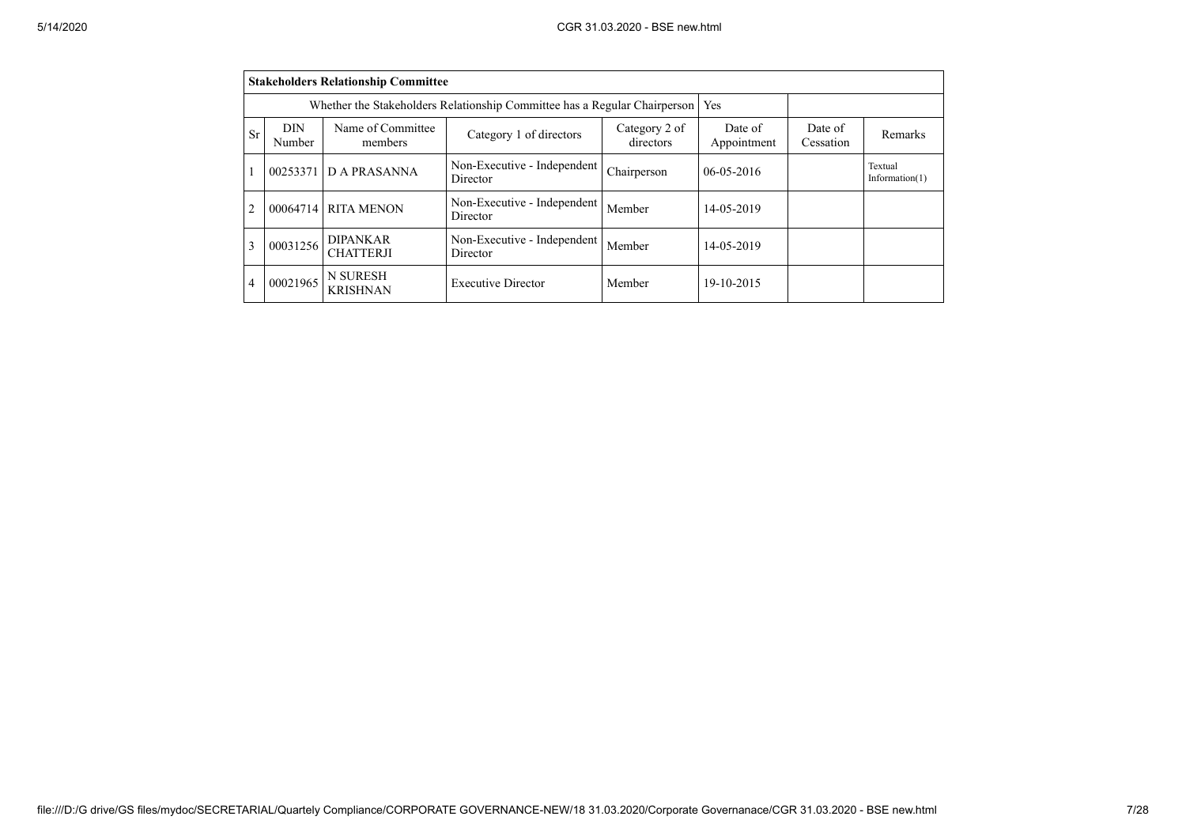| Stakeholders Relationship Committee | | | | | | | |
|---|---|---|---|---|---|---|---|
| Whether the Stakeholders Relationship Committee has a Regular Chairperson | | | | | Yes | | |
| Sr | DIN Number | Name of Committee members | Category 1 of directors | Category 2 of directors | Date of Appointment | Date of Cessation | Remarks |
| 1 | 00253371 | D A PRASANNA | Non-Executive - Independent Director | Chairperson | 06-05-2016 | | Textual Information(1) |
| 2 | 00064714 | RITA MENON | Non-Executive - Independent Director | Member | 14-05-2019 | | |
| 3 | 00031256 | DIPANKAR CHATTERJI | Non-Executive - Independent Director | Member | 14-05-2019 | | |
| 4 | 00021965 | N SURESH KRISHNAN | Executive Director | Member | 19-10-2015 | | |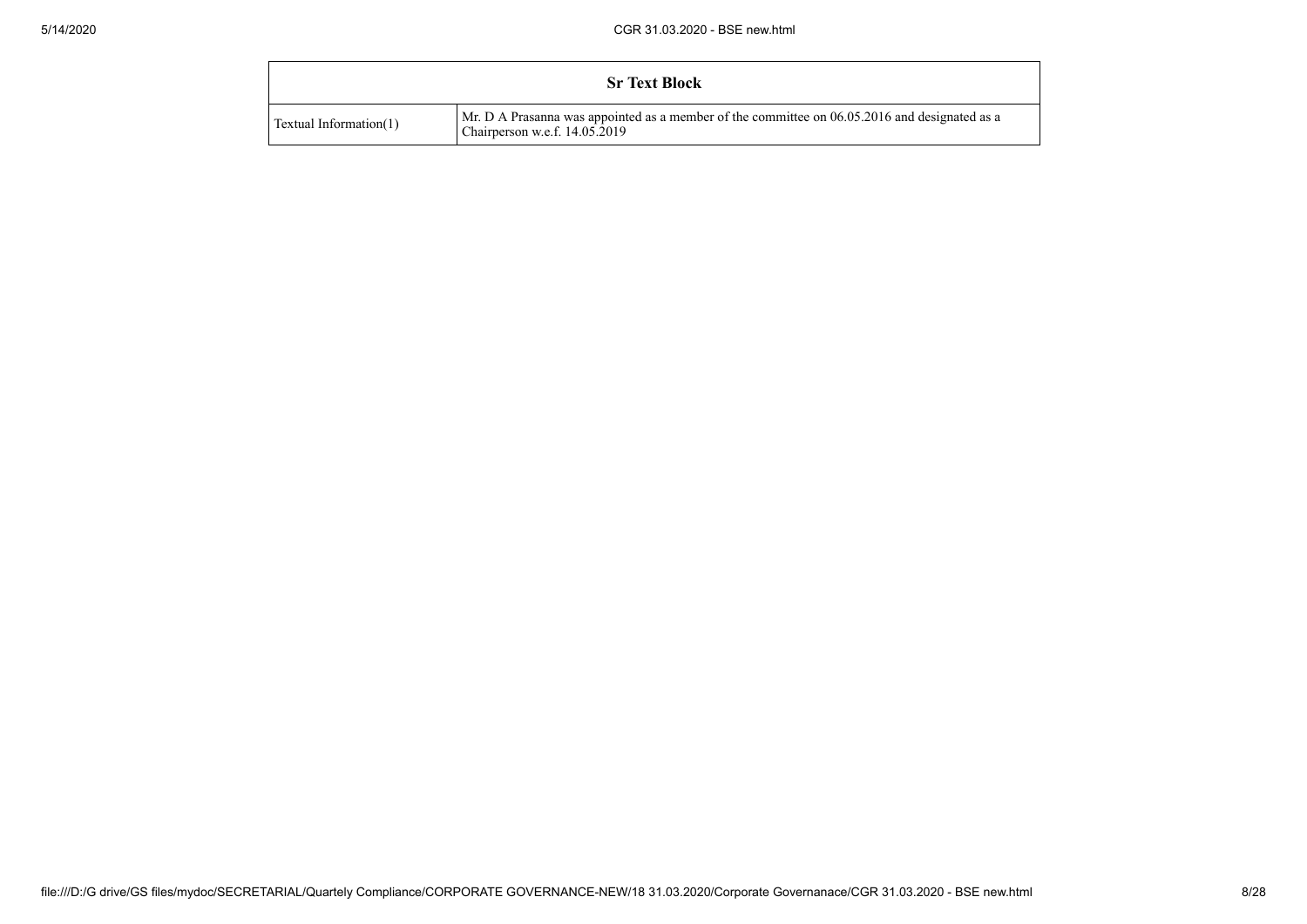| Sr Text Block | |
|---|---|
| Textual Information(1) | Mr. D A Prasanna was appointed as a member of the committee on 06.05.2016 and designated as a Chairperson w.e.f. 14.05.2019 |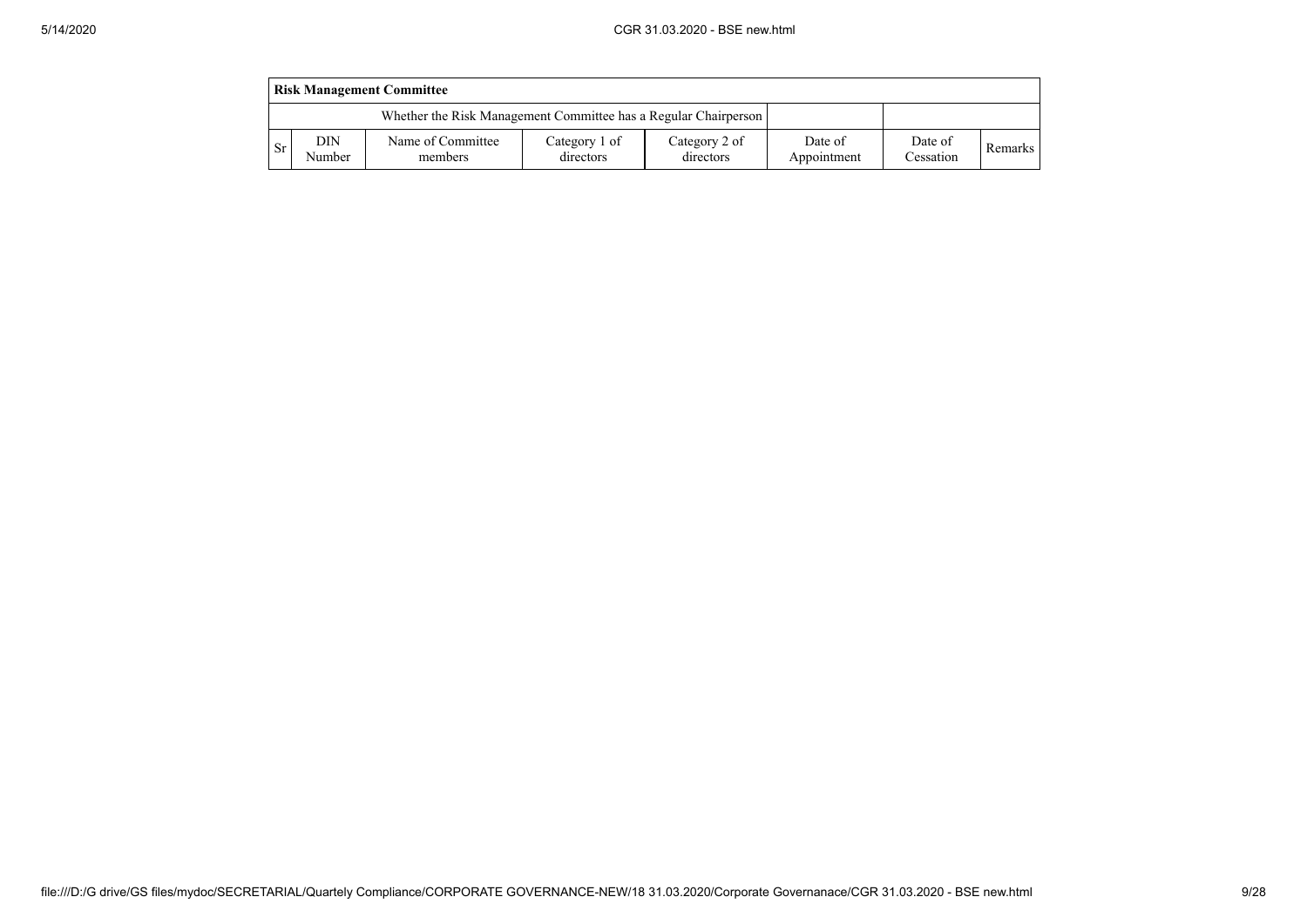| Risk Management Committee | | | | | | | |
|---|---|---|---|---|---|---|---|
| Whether the Risk Management Committee has a Regular Chairperson | | | | | | | |
| Sr | DIN Number | Name of Committee members | Category 1 of directors | Category 2 of directors | Date of Appointment | Date of Cessation | Remarks |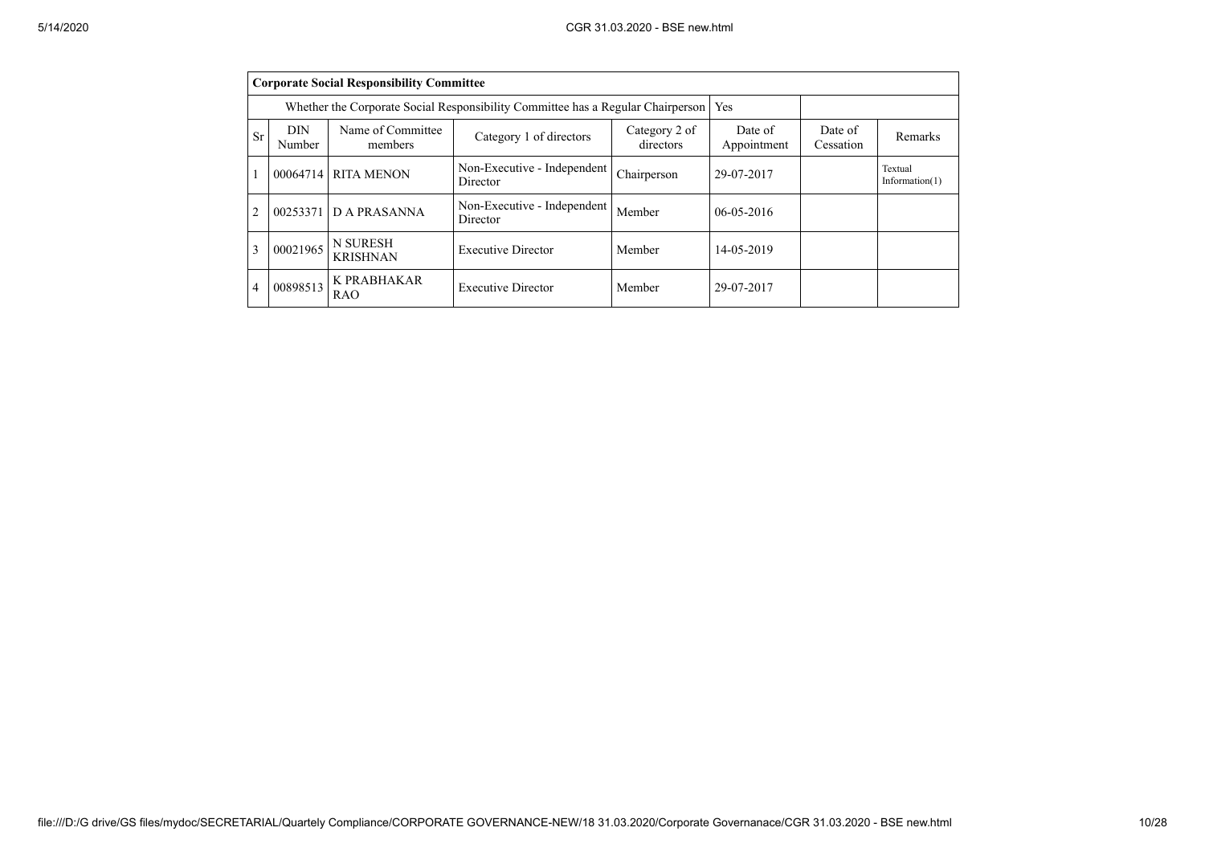| Corporate Social Responsibility Committee | | | | | | | |
|---|---|---|---|---|---|---|---|
| Whether the Corporate Social Responsibility Committee has a Regular Chairperson | | | | | Yes | | |
| Sr | DIN Number | Name of Committee members | Category 1 of directors | Category 2 of directors | Date of Appointment | Date of Cessation | Remarks |
| 1 | 00064714 | RITA MENON | Non-Executive - Independent Director | Chairperson | 29-07-2017 | | Textual Information(1) |
| 2 | 00253371 | D A PRASANNA | Non-Executive - Independent Director | Member | 06-05-2016 | | |
| 3 | 00021965 | N SURESH KRISHNAN | Executive Director | Member | 14-05-2019 | | |
| 4 | 00898513 | K PRABHAKAR RAO | Executive Director | Member | 29-07-2017 | | |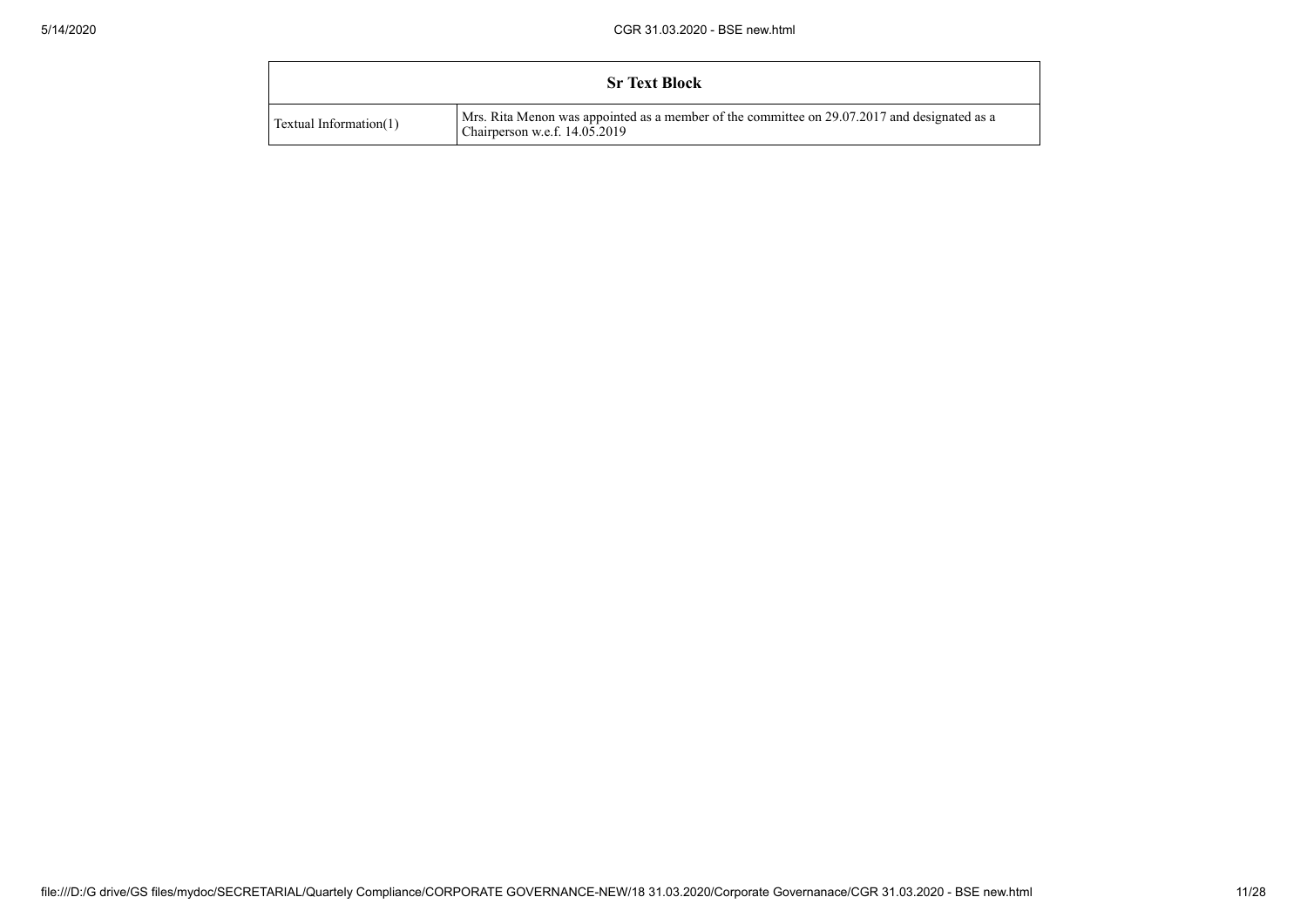| Sr Text Block | |
|---|---|
| Textual Information(1) | Mrs. Rita Menon was appointed as a member of the committee on 29.07.2017 and designated as a Chairperson w.e.f. 14.05.2019 |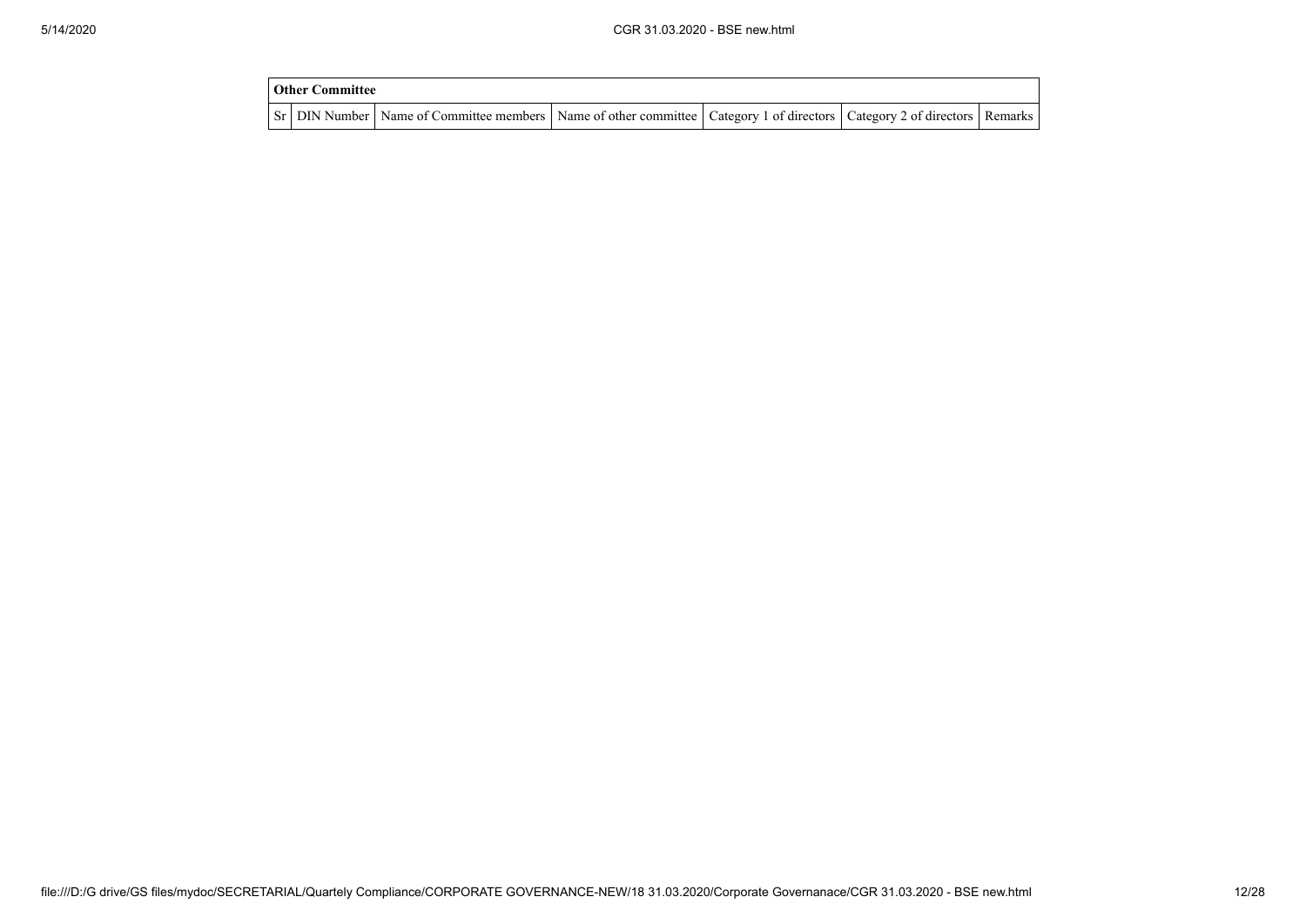| Other Committee | | | | | | |
|---|---|---|---|---|---|---|
| Sr | DIN Number | Name of Committee members | Name of other committee | Category 1 of directors | Category 2 of directors | Remarks |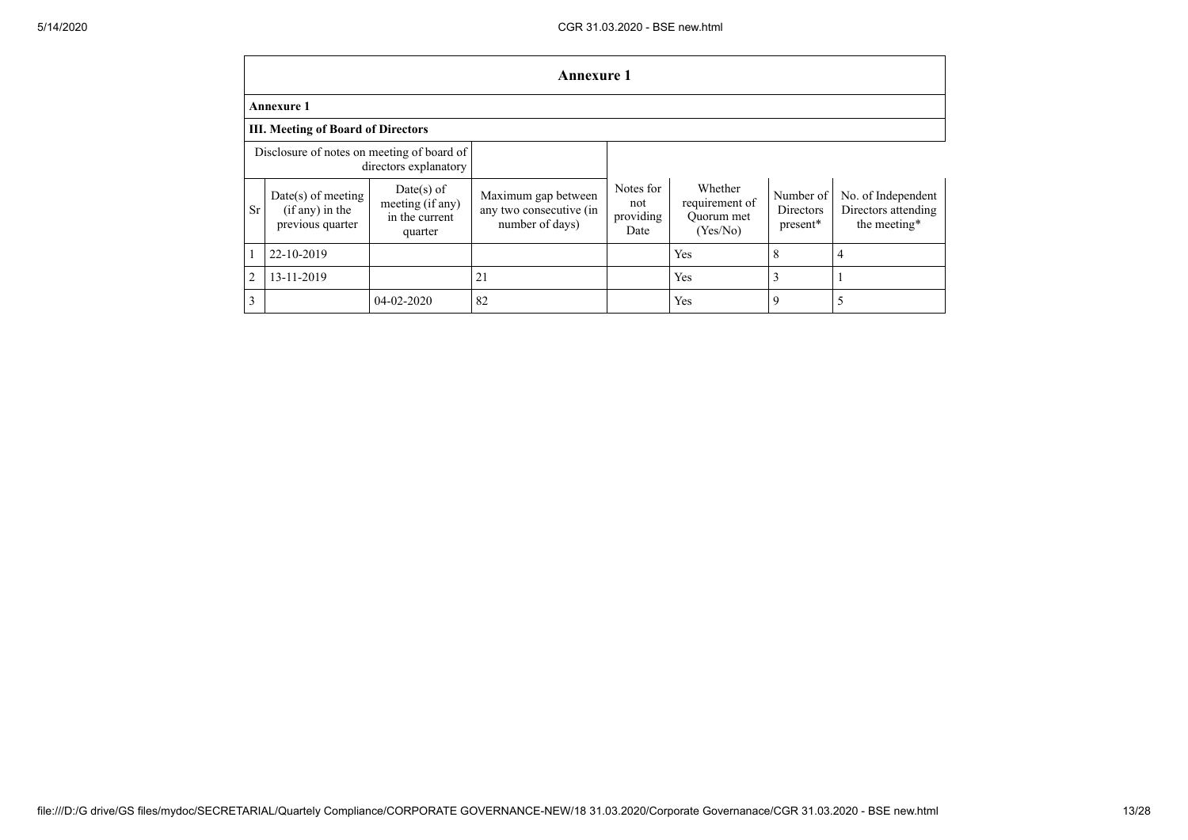## Annexure 1

### Annexure 1

### III. Meeting of Board of Directors

| Disclosure of notes on meeting of board of directors explanatory | | | | | | | |
|---|---|---|---|---|---|---|---|
| Sr | Date(s) of meeting (if any) in the previous quarter | Date(s) of meeting (if any) in the current quarter | Maximum gap between any two consecutive (in number of days) | Notes for not providing Date | Whether requirement of Quorum met (Yes/No) | Number of Directors present* | No. of Independent Directors attending the meeting* |
| 1 | 22-10-2019 | | | | Yes | 8 | 4 |
| 2 | 13-11-2019 | | 21 | | Yes | 3 | 1 |
| 3 | | 04-02-2020 | 82 | | Yes | 9 | 5 |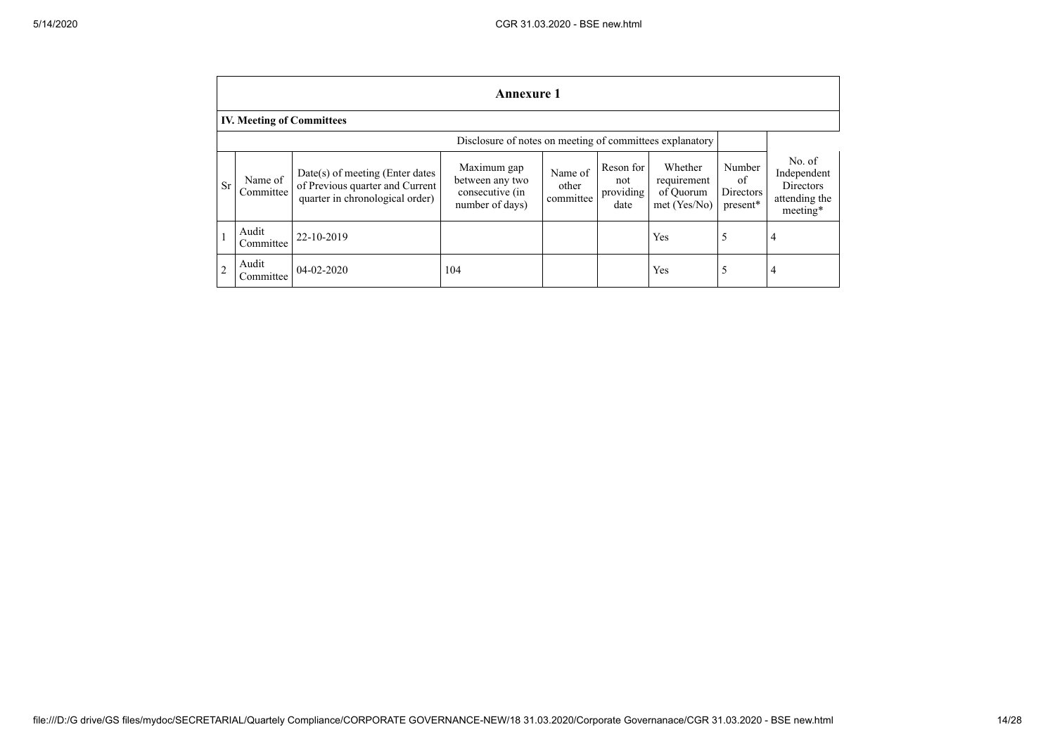| Annexure 1 | | | | | | | | |
|---|---|---|---|---|---|---|---|---|
| **IV. Meeting of Committees** | | | | | | | | |
| Disclosure of notes on meeting of committees explanatory | | | | | | | | |
| Sr | Name of Committee | Date(s) of meeting (Enter dates of Previous quarter and Current quarter in chronological order) | Maximum gap between any two consecutive (in number of days) | Name of other committee | Reson for not providing date | Whether requirement of Quorum met (Yes/No) | Number of Directors present* | No. of Independent Directors attending the meeting* |
| 1 | Audit Committee | 22-10-2019 | | | | Yes | 5 | 4 |
| 2 | Audit Committee | 04-02-2020 | 104 | | | Yes | 5 | 4 |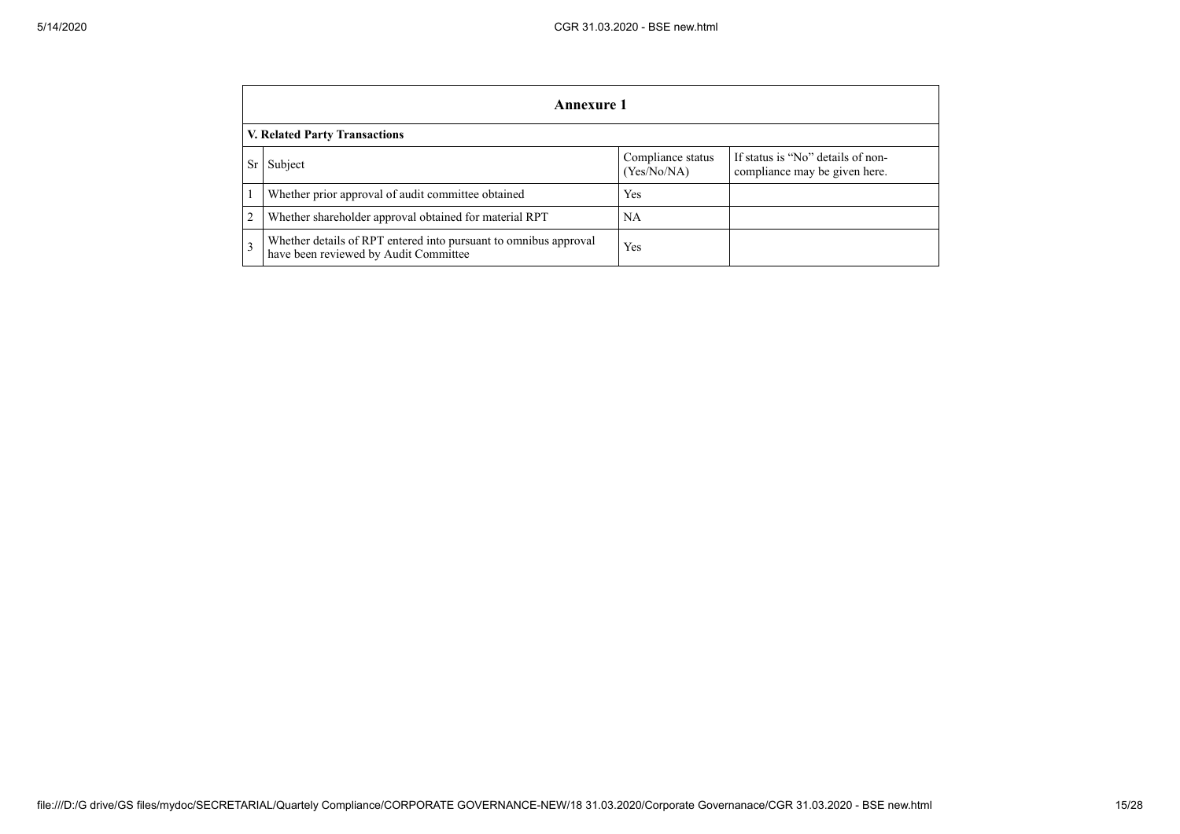# Annexure 1

## V. Related Party Transactions

| Sr | Subject | Compliance status (Yes/No/NA) | If status is “No” details of non-compliance may be given here. |
|---|---|---|---|
| 1 | Whether prior approval of audit committee obtained | Yes | |
| 2 | Whether shareholder approval obtained for material RPT | NA | |
| 3 | Whether details of RPT entered into pursuant to omnibus approval have been reviewed by Audit Committee | Yes | |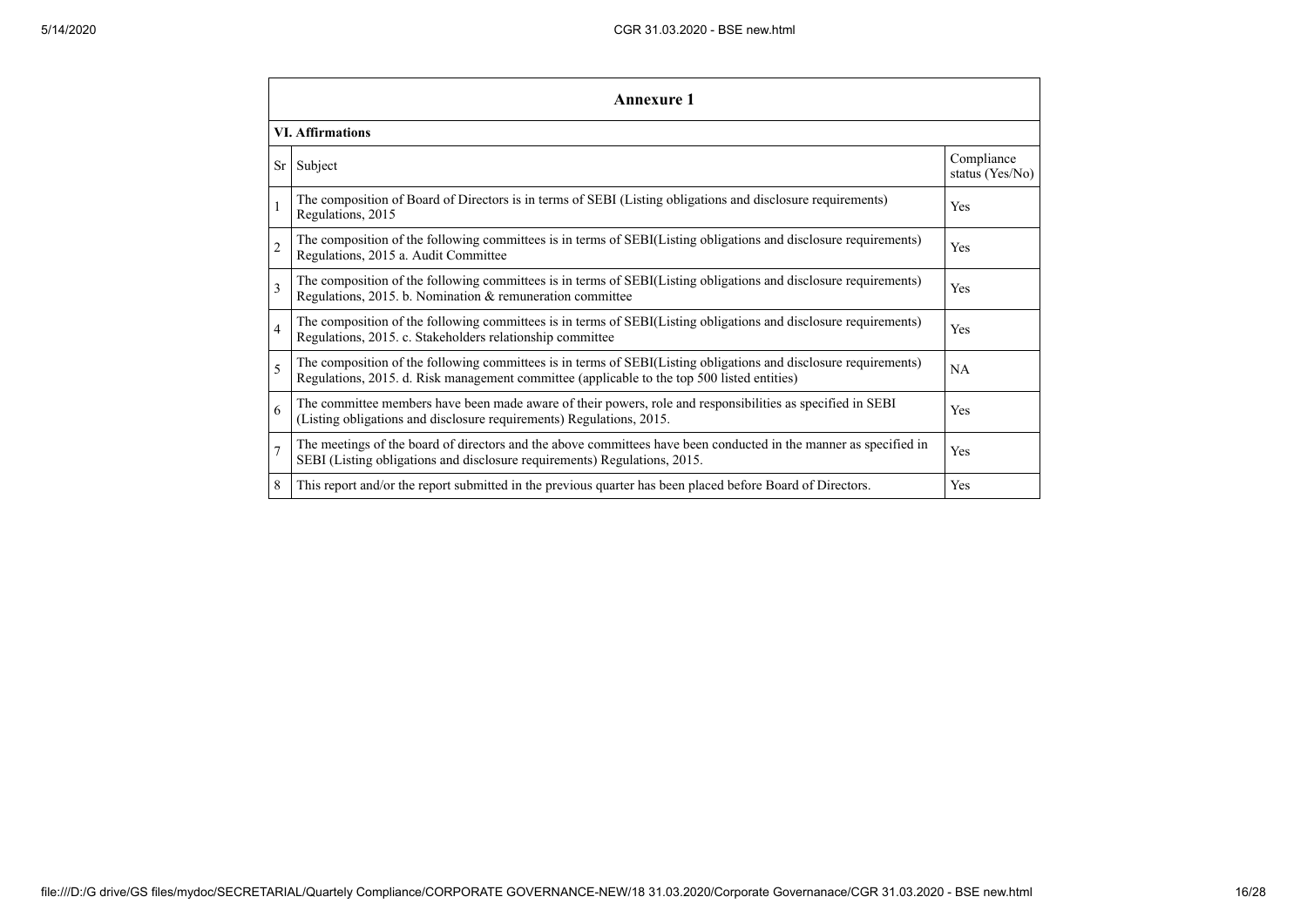## Annexure 1

### VI. Affirmations

| Sr | Subject | Compliance status (Yes/No) |
|---|---|---|
| 1 | The composition of Board of Directors is in terms of SEBI (Listing obligations and disclosure requirements) Regulations, 2015 | Yes |
| 2 | The composition of the following committees is in terms of SEBI(Listing obligations and disclosure requirements) Regulations, 2015 a. Audit Committee | Yes |
| 3 | The composition of the following committees is in terms of SEBI(Listing obligations and disclosure requirements) Regulations, 2015. b. Nomination & remuneration committee | Yes |
| 4 | The composition of the following committees is in terms of SEBI(Listing obligations and disclosure requirements) Regulations, 2015. c. Stakeholders relationship committee | Yes |
| 5 | The composition of the following committees is in terms of SEBI(Listing obligations and disclosure requirements) Regulations, 2015. d. Risk management committee (applicable to the top 500 listed entities) | NA |
| 6 | The committee members have been made aware of their powers, role and responsibilities as specified in SEBI (Listing obligations and disclosure requirements) Regulations, 2015. | Yes |
| 7 | The meetings of the board of directors and the above committees have been conducted in the manner as specified in SEBI (Listing obligations and disclosure requirements) Regulations, 2015. | Yes |
| 8 | This report and/or the report submitted in the previous quarter has been placed before Board of Directors. | Yes |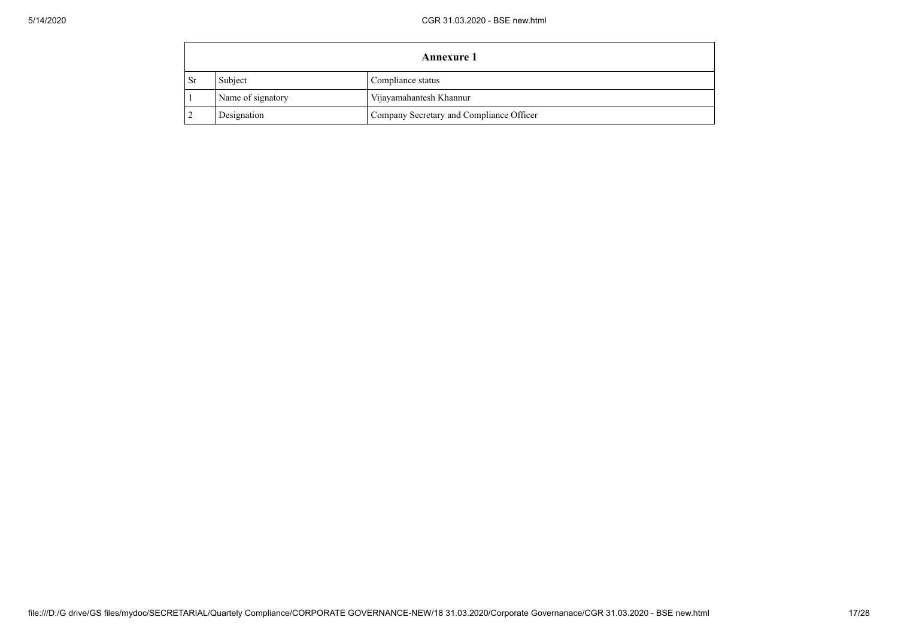| Annexure 1 | | |
|---|---|---|
| Sr | Subject | Compliance status |
| 1 | Name of signatory | Vijayamahantesh Khannur |
| 2 | Designation | Company Secretary and Compliance Officer |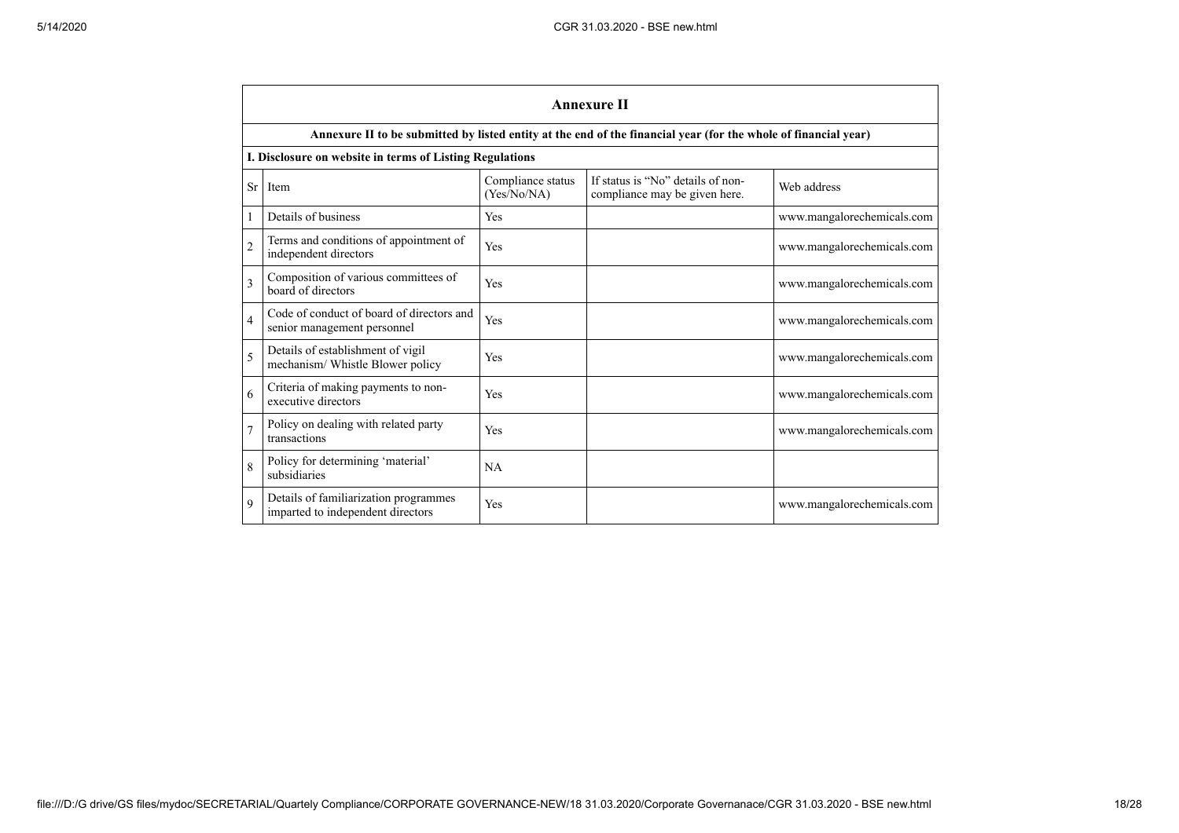## Annexure II

**Annexure II to be submitted by listed entity at the end of the financial year (for the whole of financial year)**

**I. Disclosure on website in terms of Listing Regulations**

| Sr | Item | Compliance status (Yes/No/NA) | If status is "No" details of non-compliance may be given here. | Web address |
|---|---|---|---|---|
| 1 | Details of business | Yes | | www.mangalorechemicals.com |
| 2 | Terms and conditions of appointment of independent directors | Yes | | www.mangalorechemicals.com |
| 3 | Composition of various committees of board of directors | Yes | | www.mangalorechemicals.com |
| 4 | Code of conduct of board of directors and senior management personnel | Yes | | www.mangalorechemicals.com |
| 5 | Details of establishment of vigil mechanism/ Whistle Blower policy | Yes | | www.mangalorechemicals.com |
| 6 | Criteria of making payments to non-executive directors | Yes | | www.mangalorechemicals.com |
| 7 | Policy on dealing with related party transactions | Yes | | www.mangalorechemicals.com |
| 8 | Policy for determining 'material' subsidiaries | NA | | |
| 9 | Details of familiarization programmes imparted to independent directors | Yes | | www.mangalorechemicals.com |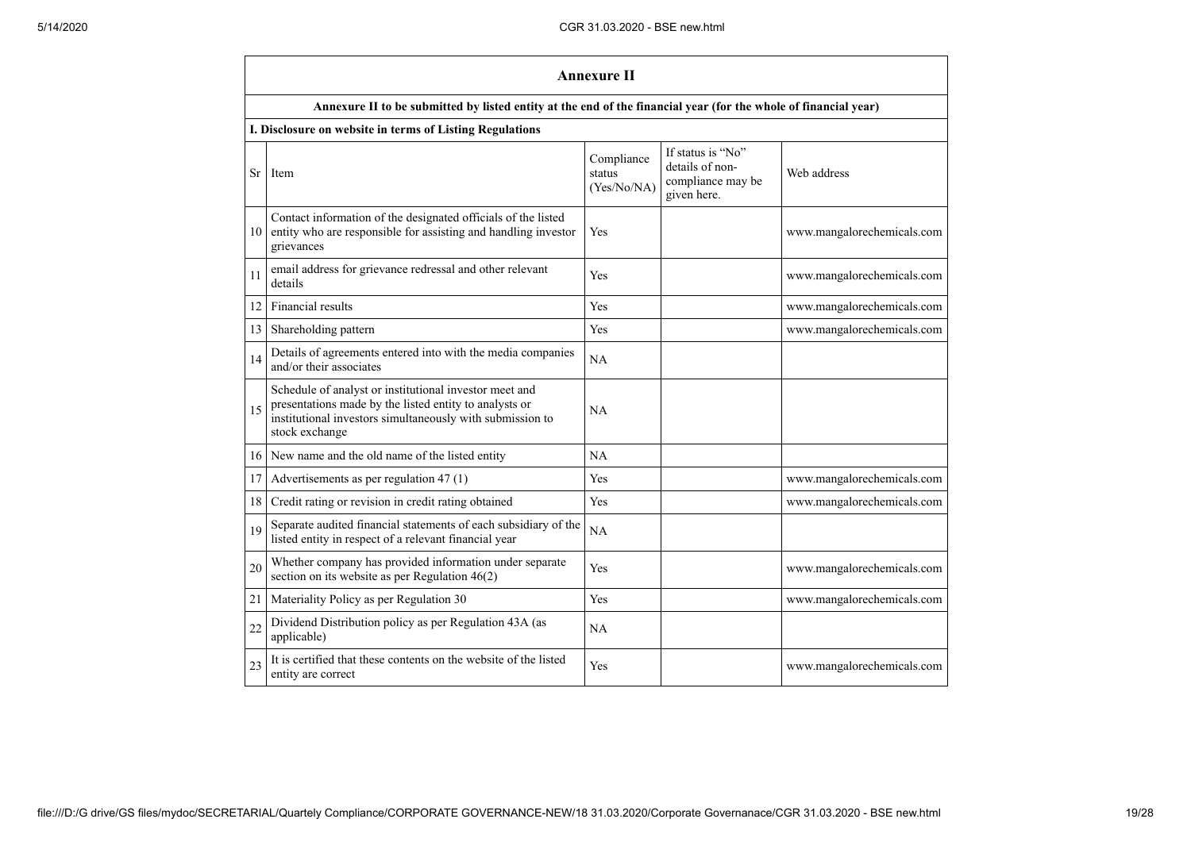## Annexure II

**Annexure II to be submitted by listed entity at the end of the financial year (for the whole of financial year)**

**I. Disclosure on website in terms of Listing Regulations**

| Sr | Item | Compliance status (Yes/No/NA) | If status is "No" details of non-compliance may be given here. | Web address |
|---|---|---|---|---|
| 10 | Contact information of the designated officials of the listed entity who are responsible for assisting and handling investor grievances | Yes | | www.mangalorechemicals.com |
| 11 | email address for grievance redressal and other relevant details | Yes | | www.mangalorechemicals.com |
| 12 | Financial results | Yes | | www.mangalorechemicals.com |
| 13 | Shareholding pattern | Yes | | www.mangalorechemicals.com |
| 14 | Details of agreements entered into with the media companies and/or their associates | NA | | |
| 15 | Schedule of analyst or institutional investor meet and presentations made by the listed entity to analysts or institutional investors simultaneously with submission to stock exchange | NA | | |
| 16 | New name and the old name of the listed entity | NA | | |
| 17 | Advertisements as per regulation 47 (1) | Yes | | www.mangalorechemicals.com |
| 18 | Credit rating or revision in credit rating obtained | Yes | | www.mangalorechemicals.com |
| 19 | Separate audited financial statements of each subsidiary of the listed entity in respect of a relevant financial year | NA | | |
| 20 | Whether company has provided information under separate section on its website as per Regulation 46(2) | Yes | | www.mangalorechemicals.com |
| 21 | Materiality Policy as per Regulation 30 | Yes | | www.mangalorechemicals.com |
| 22 | Dividend Distribution policy as per Regulation 43A (as applicable) | NA | | |
| 23 | It is certified that these contents on the website of the listed entity are correct | Yes | | www.mangalorechemicals.com |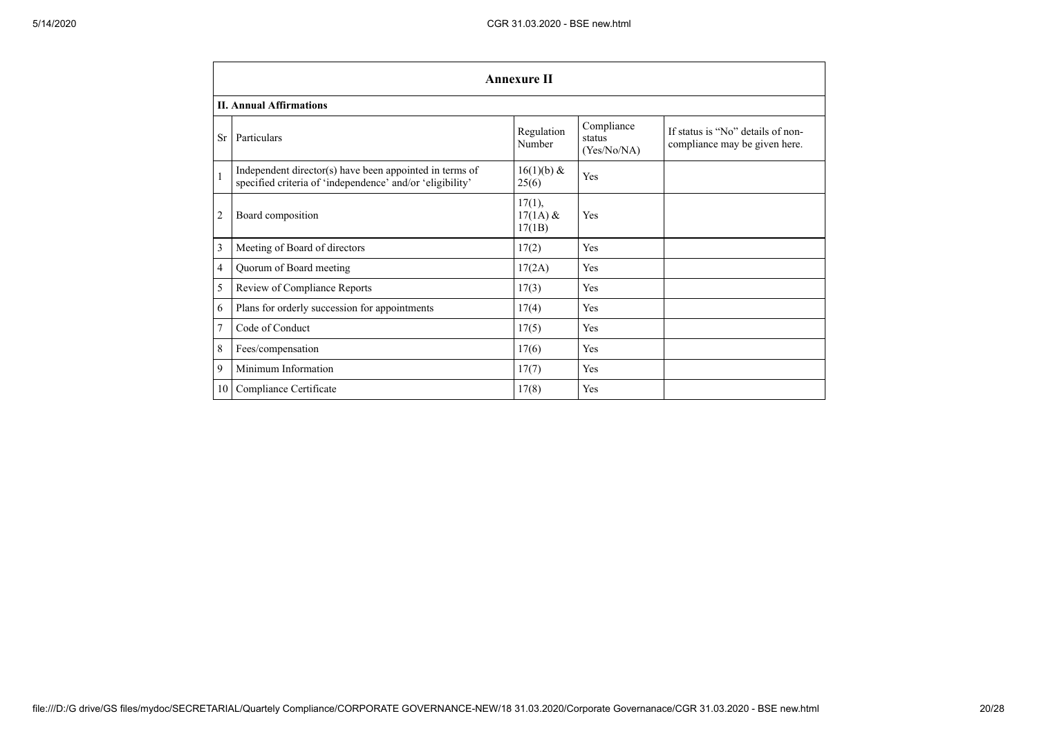## Annexure II

### II. Annual Affirmations

| Sr | Particulars | Regulation Number | Compliance status (Yes/No/NA) | If status is "No" details of non-compliance may be given here. |
|---|---|---|---|---|
| 1 | Independent director(s) have been appointed in terms of specified criteria of 'independence' and/or 'eligibility' | 16(1)(b) & 25(6) | Yes | |
| 2 | Board composition | 17(1), 17(1A) & 17(1B) | Yes | |
| 3 | Meeting of Board of directors | 17(2) | Yes | |
| 4 | Quorum of Board meeting | 17(2A) | Yes | |
| 5 | Review of Compliance Reports | 17(3) | Yes | |
| 6 | Plans for orderly succession for appointments | 17(4) | Yes | |
| 7 | Code of Conduct | 17(5) | Yes | |
| 8 | Fees/compensation | 17(6) | Yes | |
| 9 | Minimum Information | 17(7) | Yes | |
| 10 | Compliance Certificate | 17(8) | Yes | |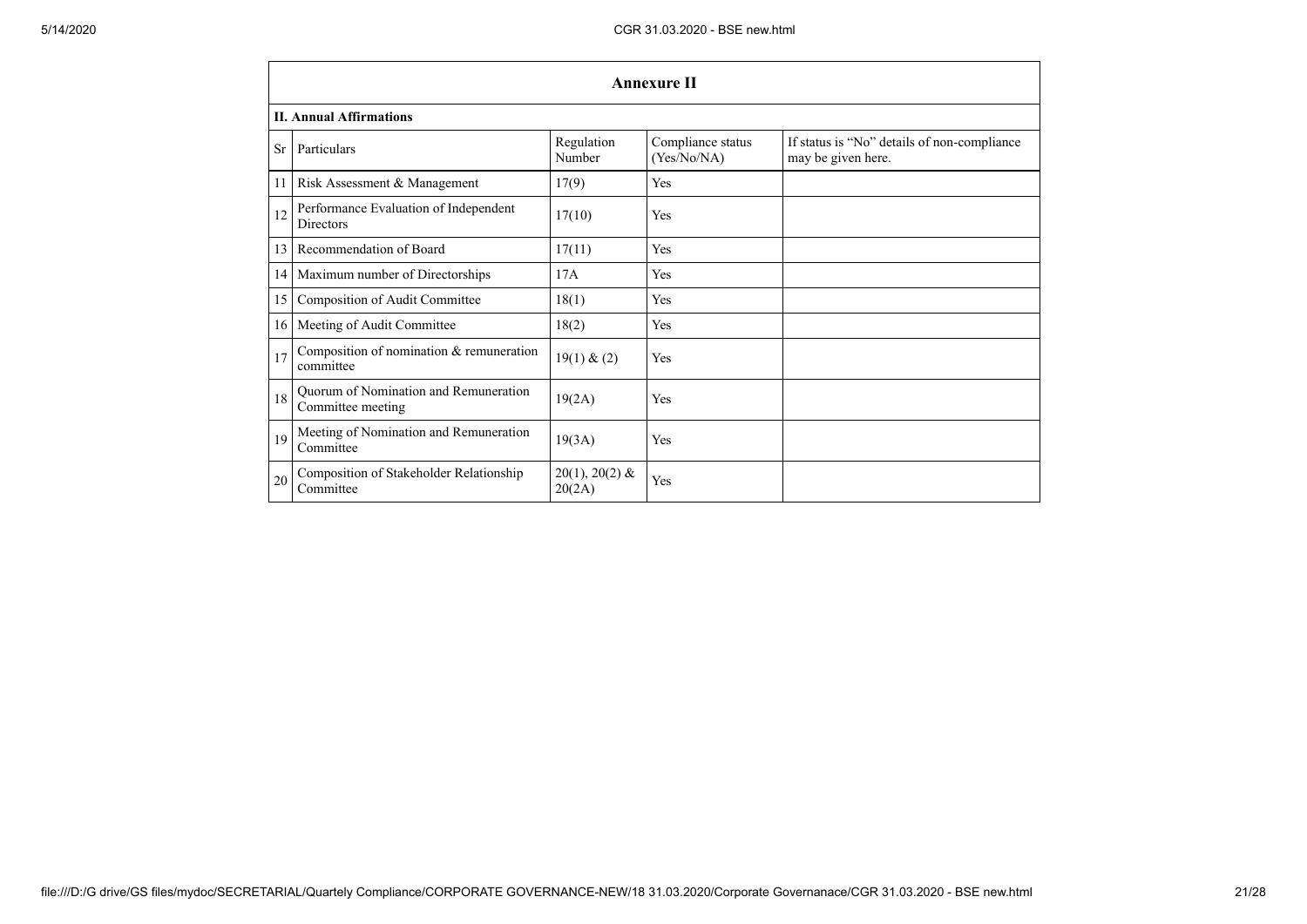## Annexure II

### II. Annual Affirmations

| Sr | Particulars | Regulation Number | Compliance status (Yes/No/NA) | If status is "No" details of non-compliance may be given here. |
|---|---|---|---|---|
| 11 | Risk Assessment & Management | 17(9) | Yes | |
| 12 | Performance Evaluation of Independent Directors | 17(10) | Yes | |
| 13 | Recommendation of Board | 17(11) | Yes | |
| 14 | Maximum number of Directorships | 17A | Yes | |
| 15 | Composition of Audit Committee | 18(1) | Yes | |
| 16 | Meeting of Audit Committee | 18(2) | Yes | |
| 17 | Composition of nomination & remuneration committee | 19(1) & (2) | Yes | |
| 18 | Quorum of Nomination and Remuneration Committee meeting | 19(2A) | Yes | |
| 19 | Meeting of Nomination and Remuneration Committee | 19(3A) | Yes | |
| 20 | Composition of Stakeholder Relationship Committee | 20(1), 20(2) & 20(2A) | Yes | |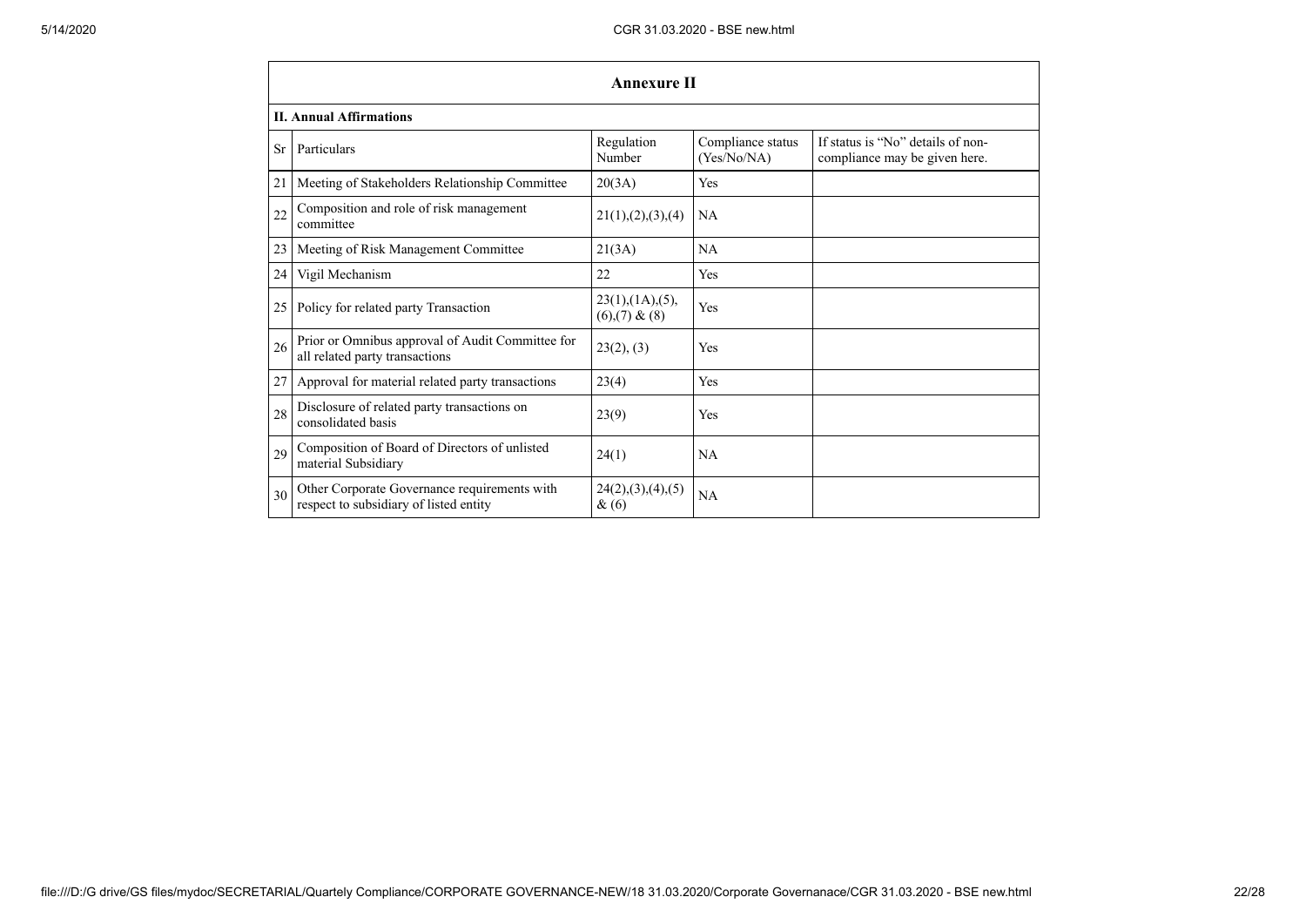## Annexure II

### II. Annual Affirmations

| Sr | Particulars | Regulation Number | Compliance status (Yes/No/NA) | If status is "No" details of non-compliance may be given here. |
|---|---|---|---|---|
| 21 | Meeting of Stakeholders Relationship Committee | 20(3A) | Yes | |
| 22 | Composition and role of risk management committee | 21(1),(2),(3),(4) | NA | |
| 23 | Meeting of Risk Management Committee | 21(3A) | NA | |
| 24 | Vigil Mechanism | 22 | Yes | |
| 25 | Policy for related party Transaction | 23(1),(1A),(5),(6),(7) & (8) | Yes | |
| 26 | Prior or Omnibus approval of Audit Committee for all related party transactions | 23(2), (3) | Yes | |
| 27 | Approval for material related party transactions | 23(4) | Yes | |
| 28 | Disclosure of related party transactions on consolidated basis | 23(9) | Yes | |
| 29 | Composition of Board of Directors of unlisted material Subsidiary | 24(1) | NA | |
| 30 | Other Corporate Governance requirements with respect to subsidiary of listed entity | 24(2),(3),(4),(5) & (6) | NA | |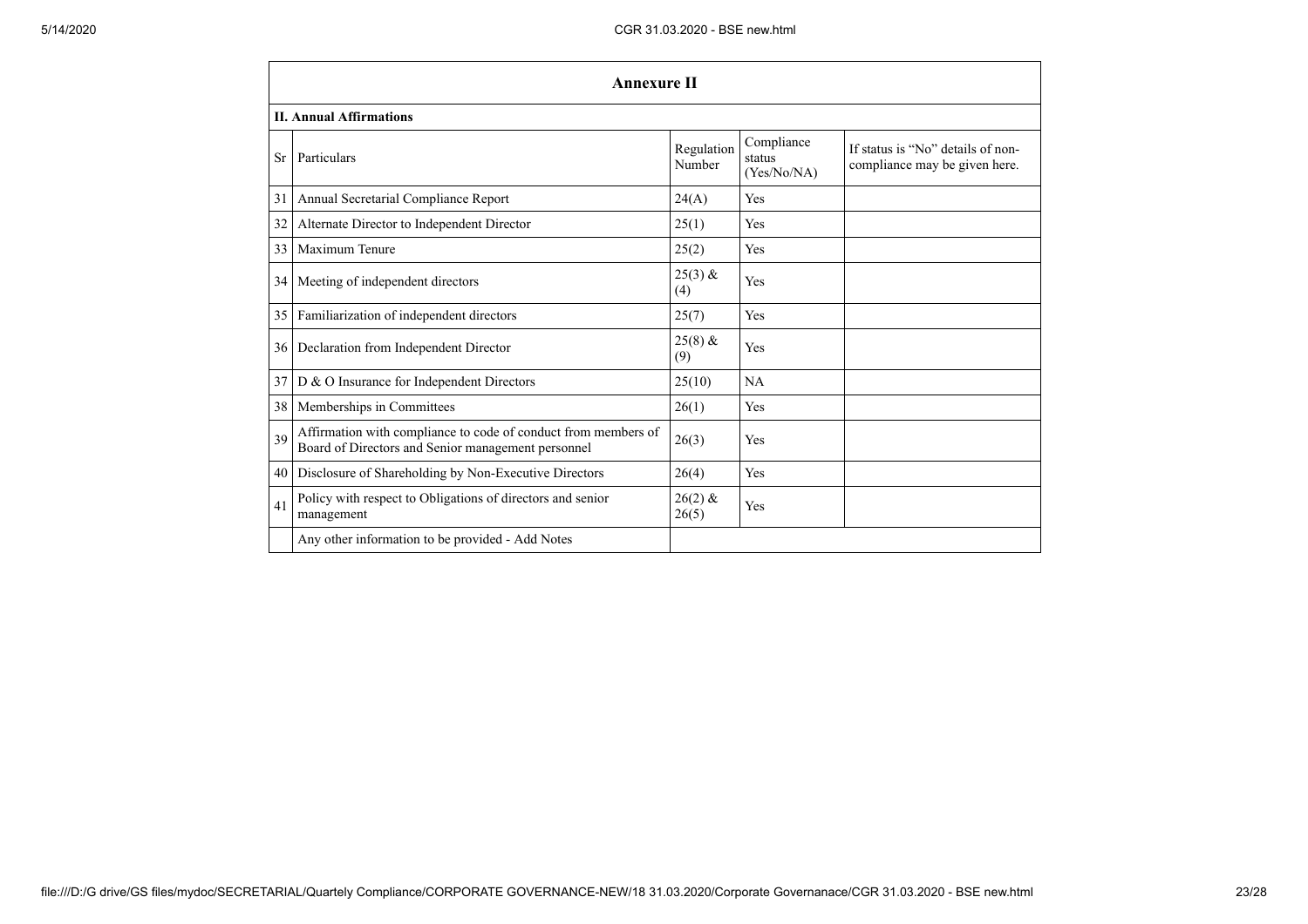## Annexure II

### II. Annual Affirmations

| Sr | Particulars | Regulation Number | Compliance status (Yes/No/NA) | If status is "No" details of non-compliance may be given here. |
|---|---|---|---|---|
| 31 | Annual Secretarial Compliance Report | 24(A) | Yes | |
| 32 | Alternate Director to Independent Director | 25(1) | Yes | |
| 33 | Maximum Tenure | 25(2) | Yes | |
| 34 | Meeting of independent directors | 25(3) & (4) | Yes | |
| 35 | Familiarization of independent directors | 25(7) | Yes | |
| 36 | Declaration from Independent Director | 25(8) & (9) | Yes | |
| 37 | D & O Insurance for Independent Directors | 25(10) | NA | |
| 38 | Memberships in Committees | 26(1) | Yes | |
| 39 | Affirmation with compliance to code of conduct from members of Board of Directors and Senior management personnel | 26(3) | Yes | |
| 40 | Disclosure of Shareholding by Non-Executive Directors | 26(4) | Yes | |
| 41 | Policy with respect to Obligations of directors and senior management | 26(2) & 26(5) | Yes | |
| | Any other information to be provided - Add Notes | | | |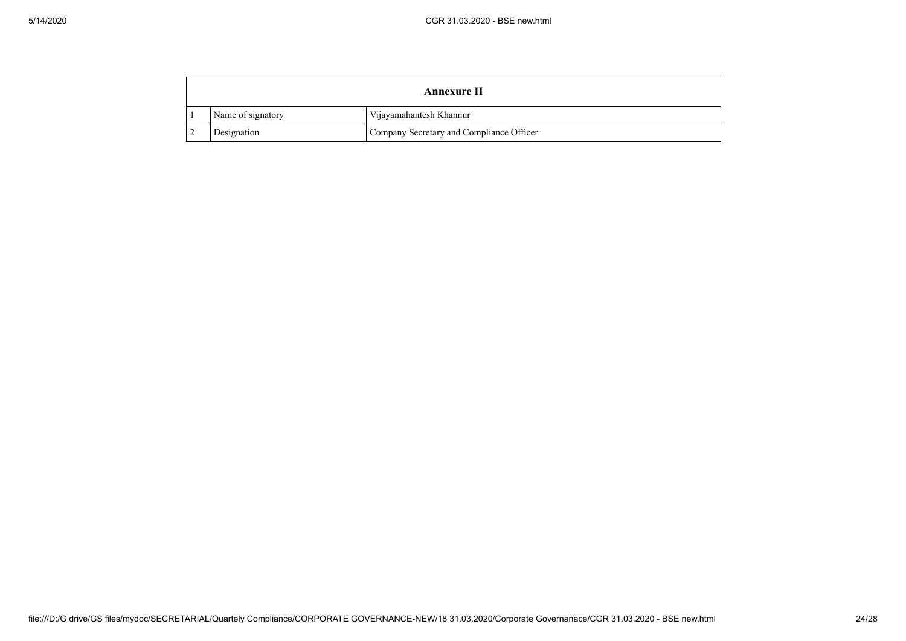| Annexure II | | |
|---|---|---|
| 1 | Name of signatory | Vijayamahantesh Khannur |
| 2 | Designation | Company Secretary and Compliance Officer |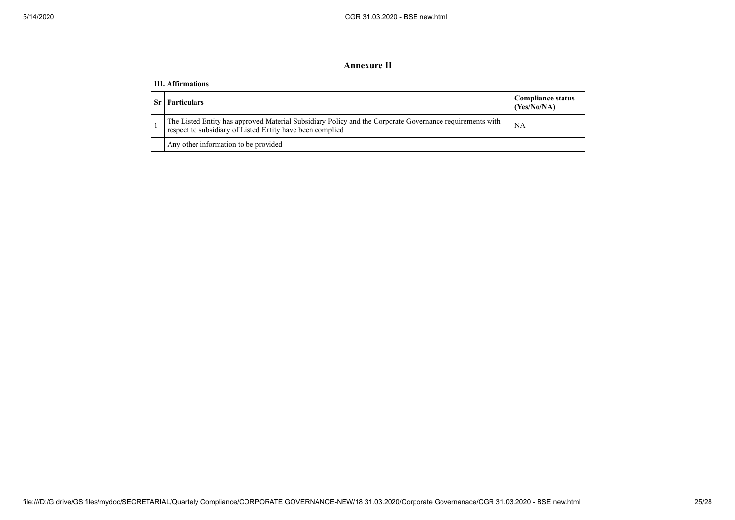## Annexure II

### III. Affirmations

| Sr | Particulars | Compliance status (Yes/No/NA) |
|---|---|---|
| 1 | The Listed Entity has approved Material Subsidiary Policy and the Corporate Governance requirements with respect to subsidiary of Listed Entity have been complied | NA |
| | Any other information to be provided | |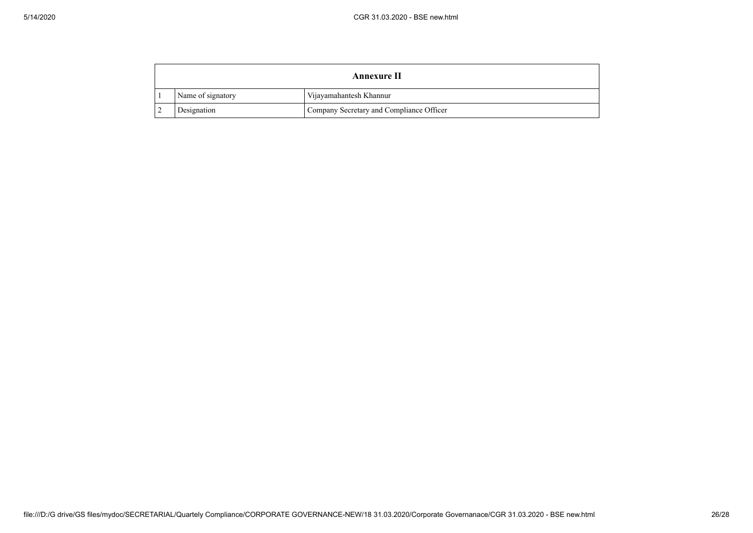| Annexure II | | |
|---|---|---|
| 1 | Name of signatory | Vijayamahantesh Khannur |
| 2 | Designation | Company Secretary and Compliance Officer |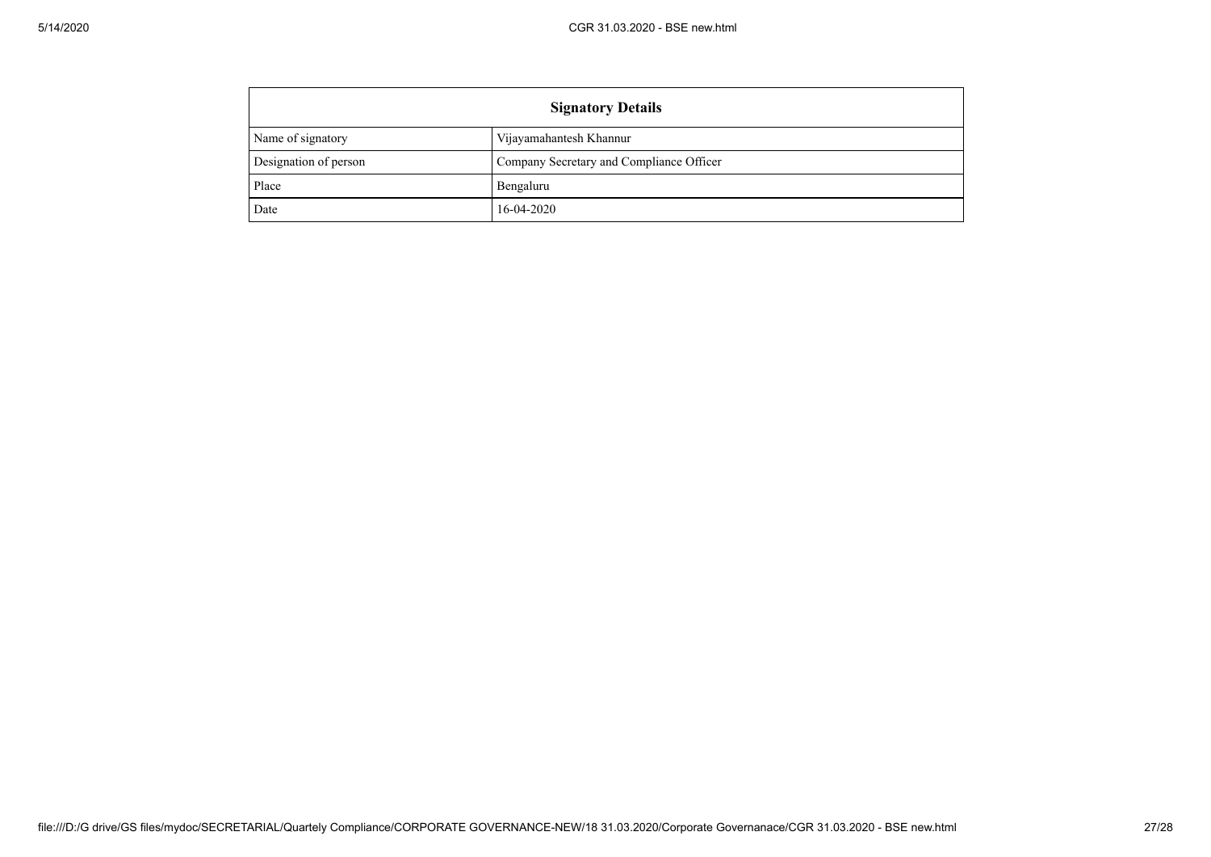| Signatory Details | |
|---|---|
| Name of signatory | Vijayamahantesh Khannur |
| Designation of person | Company Secretary and Compliance Officer |
| Place | Bengaluru |
| Date | 16-04-2020 |